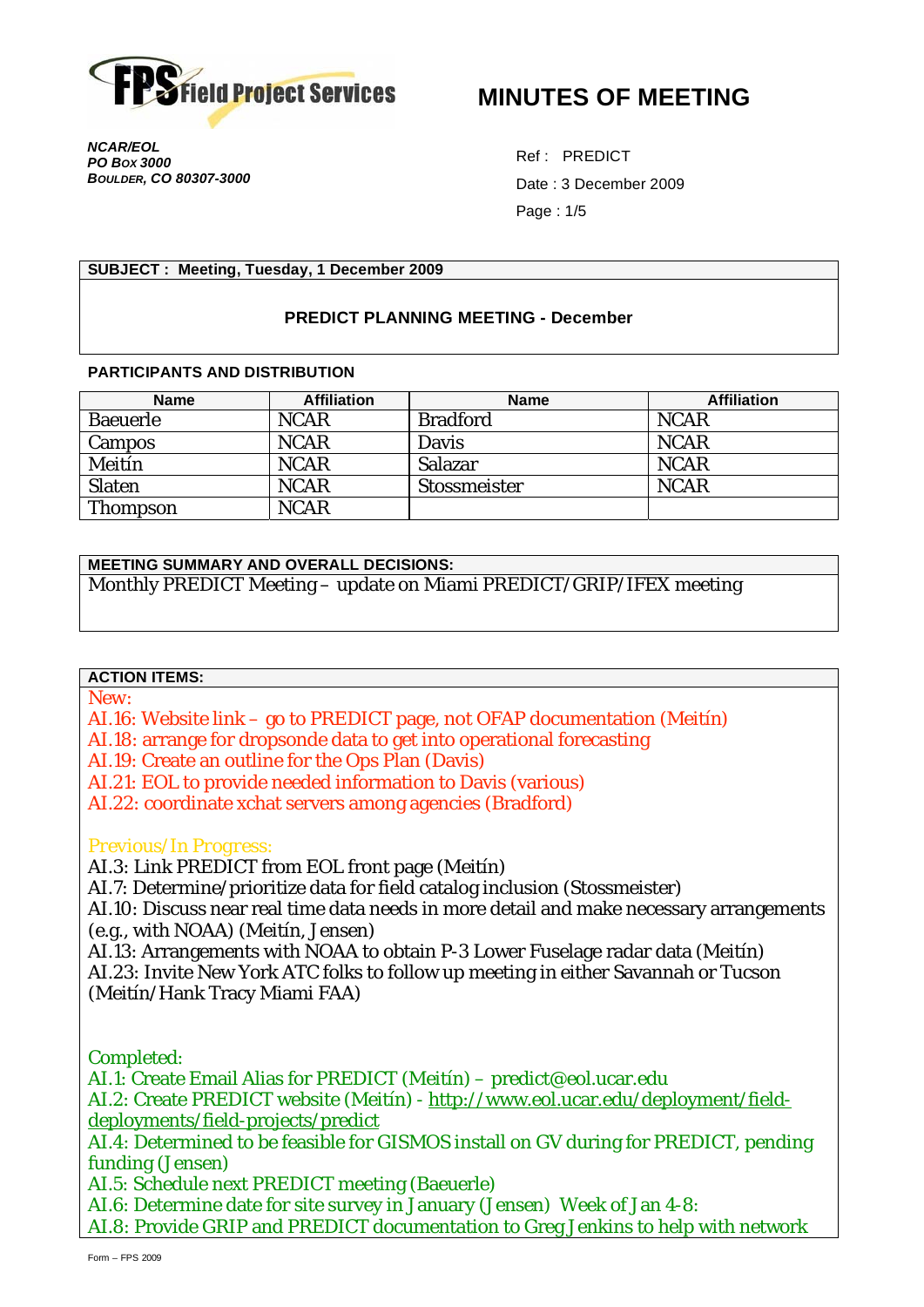Field Project Services

# MINUTES OF MEETING

*NCAR/EOL*
*PO Box 3000*
*Boulder, CO 80307-3000*

Ref : PREDICT
Date : 3 December 2009

**SUBJECT : Meeting, Tuesday, 1 December 2009**

**PREDICT PLANNING MEETING - December**

**PARTICIPANTS AND DISTRIBUTION**

| Name | Affiliation | Name | Affiliation |
|---|---|---|---|
| Baeuerle | NCAR | Bradford | NCAR |
| Campos | NCAR | Davis | NCAR |
| Meitín | NCAR | Salazar | NCAR |
| Slaten | NCAR | Stossmeister | NCAR |
| Thompson | NCAR | | |

**MEETING SUMMARY AND OVERALL DECISIONS:**

Monthly PREDICT Meeting – update on Miami PREDICT/GRIP/IFEX meeting

**ACTION ITEMS:**

New:
AI.16: Website link – go to PREDICT page, not OFAP documentation (Meitín)
AI.18: arrange for dropsonde data to get into operational forecasting
AI.19: Create an outline for the Ops Plan (Davis)
AI.21: EOL to provide needed information to Davis (various)
AI.22: coordinate xchat servers among agencies (Bradford)

Previous/In Progress:
AI.3: Link PREDICT from EOL front page (Meitín)
AI.7: Determine/prioritize data for field catalog inclusion (Stossmeister)
AI.10: Discuss near real time data needs in more detail and make necessary arrangements (e.g., with NOAA) (Meitín, Jensen)
AI.13: Arrangements with NOAA to obtain P-3 Lower Fuselage radar data (Meitín)
AI.23: Invite New York ATC folks to follow up meeting in either Savannah or Tucson (Meitín/Hank Tracy Miami FAA)

Completed:
AI.1: Create Email Alias for PREDICT (Meitín) – predict@eol.ucar.edu
AI.2: Create PREDICT website (Meitín) - http://www.eol.ucar.edu/deployment/field-deployments/field-projects/predict
AI.4: Determined to be feasible for GISMOS install on GV during for PREDICT, pending funding (Jensen)
AI.5: Schedule next PREDICT meeting (Baeuerle)
AI.6: Determine date for site survey in January (Jensen) Week of Jan 4-8:
AI.8: Provide GRIP and PREDICT documentation to Greg Jenkins to help with network

Form – FPS 2009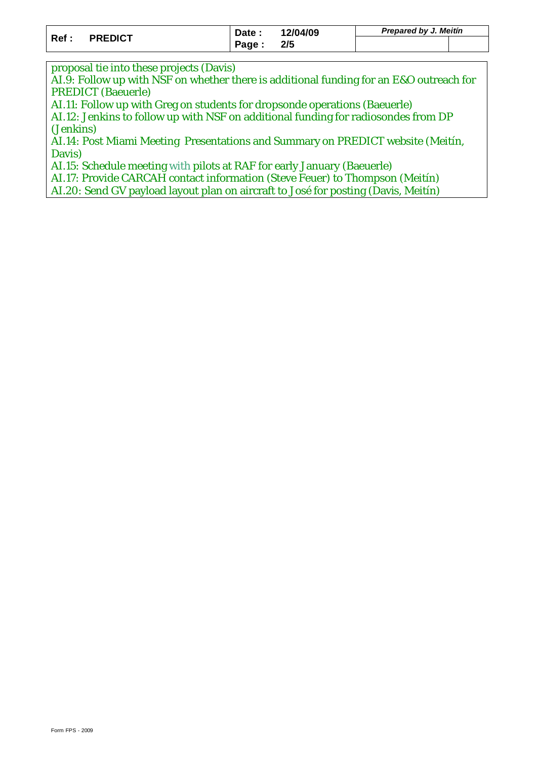proposal tie into these projects (Davis)
AI.9: Follow up with NSF on whether there is additional funding for an E&O outreach for PREDICT (Baeuerle)
AI.11: Follow up with Greg on students for dropsonde operations (Baeuerle)
AI.12: Jenkins to follow up with NSF on additional funding for radiosondes from DP (Jenkins)
AI.14: Post Miami Meeting Presentations and Summary on PREDICT website (Meitín, Davis)
AI.15: Schedule meeting with pilots at RAF for early January (Baeuerle)
AI.17: Provide CARCAH contact information (Steve Feuer) to Thompson (Meitín)
AI.20: Send GV payload layout plan on aircraft to José for posting (Davis, Meitín)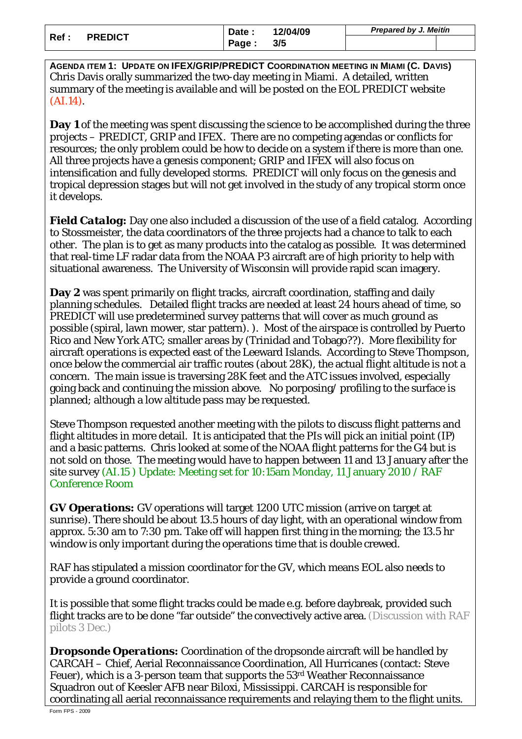**AGENDA ITEM 1: UPDATE ON IFEX/GRIP/PREDICT COORDINATION MEETING IN MIAMI (C. DAVIS)**

Chris Davis orally summarized the two-day meeting in Miami. A detailed, written summary of the meeting is available and will be posted on the EOL PREDICT website (AI.14).

**Day 1** of the meeting was spent discussing the science to be accomplished during the three projects – PREDICT, GRIP and IFEX. There are no competing agendas or conflicts for resources; the only problem could be how to decide on a system if there is more than one. All three projects have a genesis component; GRIP and IFEX will also focus on intensification and fully developed storms. PREDICT will only focus on the genesis and tropical depression stages but will not get involved in the study of any tropical storm once it develops.

***Field Catalog:*** Day one also included a discussion of the use of a field catalog. According to Stossmeister, the data coordinators of the three projects had a chance to talk to each other. The plan is to get as many products into the catalog as possible. It was determined that real-time LF radar data from the NOAA P3 aircraft are of high priority to help with situational awareness. The University of Wisconsin will provide rapid scan imagery.

**Day 2** was spent primarily on flight tracks, aircraft coordination, staffing and daily planning schedules. Detailed flight tracks are needed at least 24 hours ahead of time, so PREDICT will use predetermined survey patterns that will cover as much ground as possible (spiral, lawn mower, star pattern). ). Most of the airspace is controlled by Puerto Rico and New York ATC; smaller areas by (Trinidad and Tobago??). More flexibility for aircraft operations is expected east of the Leeward Islands. According to Steve Thompson, once below the commercial air traffic routes (about 28K), the actual flight altitude is not a concern. The main issue is traversing 28K feet and the ATC issues involved, especially going back and continuing the mission above. No porposing/ profiling to the surface is planned; although a low altitude pass may be requested.

Steve Thompson requested another meeting with the pilots to discuss flight patterns and flight altitudes in more detail. It is anticipated that the PIs will pick an initial point (IP) and a basic patterns. Chris looked at some of the NOAA flight patterns for the G4 but is not sold on those. The meeting would have to happen between 11 and 13 January after the site survey (AI.15 ) Update: Meeting set for 10:15am Monday, 11 January 2010 / RAF Conference Room

***GV Operations:*** GV operations will target 1200 UTC mission (arrive on target at sunrise). There should be about 13.5 hours of day light, with an operational window from approx. 5:30 am to 7:30 pm. Take off will happen first thing in the morning; the 13.5 hr window is only important during the operations time that is double crewed.

RAF has stipulated a mission coordinator for the GV, which means EOL also needs to provide a ground coordinator.

It is possible that some flight tracks could be made e.g. before daybreak, provided such flight tracks are to be done "far outside" the convectively active area. (Discussion with RAF pilots 3 Dec.)

***Dropsonde Operations:*** Coordination of the dropsonde aircraft will be handled by CARCAH – Chief, Aerial Reconnaissance Coordination, All Hurricanes (contact: Steve Feuer), which is a 3-person team that supports the 53rd Weather Reconnaissance Squadron out of Keesler AFB near Biloxi, Mississippi. CARCAH is responsible for coordinating all aerial reconnaissance requirements and relaying them to the flight units.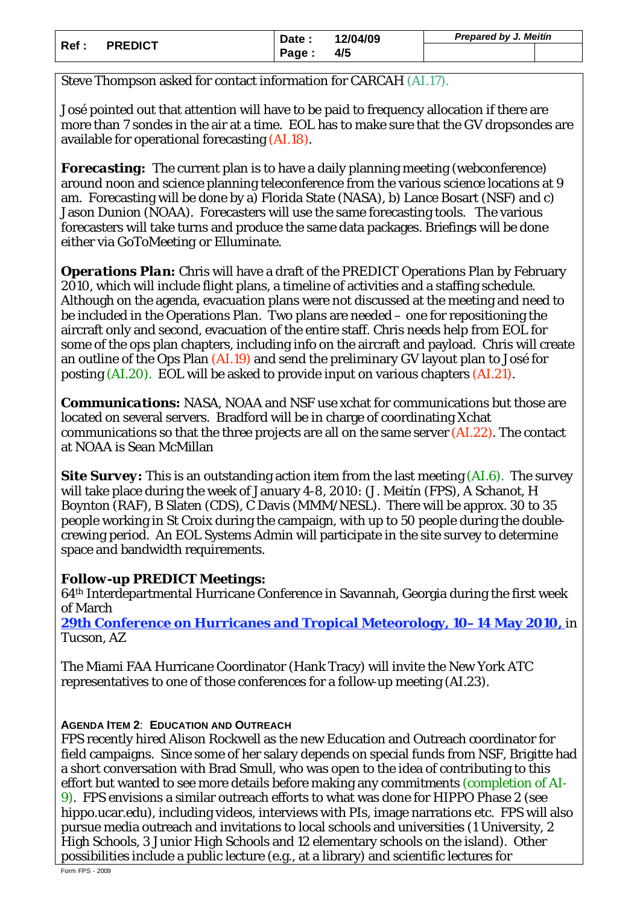Steve Thompson asked for contact information for CARCAH (AI.17).

José pointed out that attention will have to be paid to frequency allocation if there are more than 7 sondes in the air at a time. EOL has to make sure that the GV dropsondes are available for operational forecasting (AI.18).

***Forecasting:*** The current plan is to have a daily planning meeting (webconference) around noon and science planning teleconference from the various science locations at 9 am. Forecasting will be done by a) Florida State (NASA), b) Lance Bosart (NSF) and c) Jason Dunion (NOAA). Forecasters will use the same forecasting tools. The various forecasters will take turns and produce the same data packages. Briefings will be done either via GoToMeeting or Elluminate.

***Operations Plan:*** Chris will have a draft of the PREDICT Operations Plan by February 2010, which will include flight plans, a timeline of activities and a staffing schedule. Although on the agenda, evacuation plans were not discussed at the meeting and need to be included in the Operations Plan. Two plans are needed – one for repositioning the aircraft only and second, evacuation of the entire staff. Chris needs help from EOL for some of the ops plan chapters, including info on the aircraft and payload. Chris will create an outline of the Ops Plan (AI.19) and send the preliminary GV layout plan to José for posting (AI.20). EOL will be asked to provide input on various chapters (AI.21).

***Communications:*** NASA, NOAA and NSF use xchat for communications but those are located on several servers. Bradford will be in charge of coordinating Xchat communications so that the three projects are all on the same server (AI.22). The contact at NOAA is Sean McMillan

***Site Survey:*** This is an outstanding action item from the last meeting (AI.6). The survey will take place during the week of January 4-8, 2010: (J. Meitín (FPS), A Schanot, H Boynton (RAF), B Slaten (CDS), C Davis (MMM/NESL). There will be approx. 30 to 35 people working in St Croix during the campaign, with up to 50 people during the double-crewing period. An EOL Systems Admin will participate in the site survey to determine space and bandwidth requirements.

**Follow-up PREDICT Meetings:**
64th Interdepartmental Hurricane Conference in Savannah, Georgia during the first week of March
**29th Conference on Hurricanes and Tropical Meteorology, 10–14 May 2010,** in Tucson, AZ

The Miami FAA Hurricane Coordinator (Hank Tracy) will invite the New York ATC representatives to one of those conferences for a follow-up meeting (AI.23).

**AGENDA ITEM 2**: **EDUCATION AND OUTREACH**

FPS recently hired Alison Rockwell as the new Education and Outreach coordinator for field campaigns. Since some of her salary depends on special funds from NSF, Brigitte had a short conversation with Brad Smull, who was open to the idea of contributing to this effort but wanted to see more details before making any commitments (completion of AI-9). FPS envisions a similar outreach efforts to what was done for HIPPO Phase 2 (see hippo.ucar.edu), including videos, interviews with PIs, image narrations etc. FPS will also pursue media outreach and invitations to local schools and universities (1 University, 2 High Schools, 3 Junior High Schools and 12 elementary schools on the island). Other possibilities include a public lecture (e.g., at a library) and scientific lectures for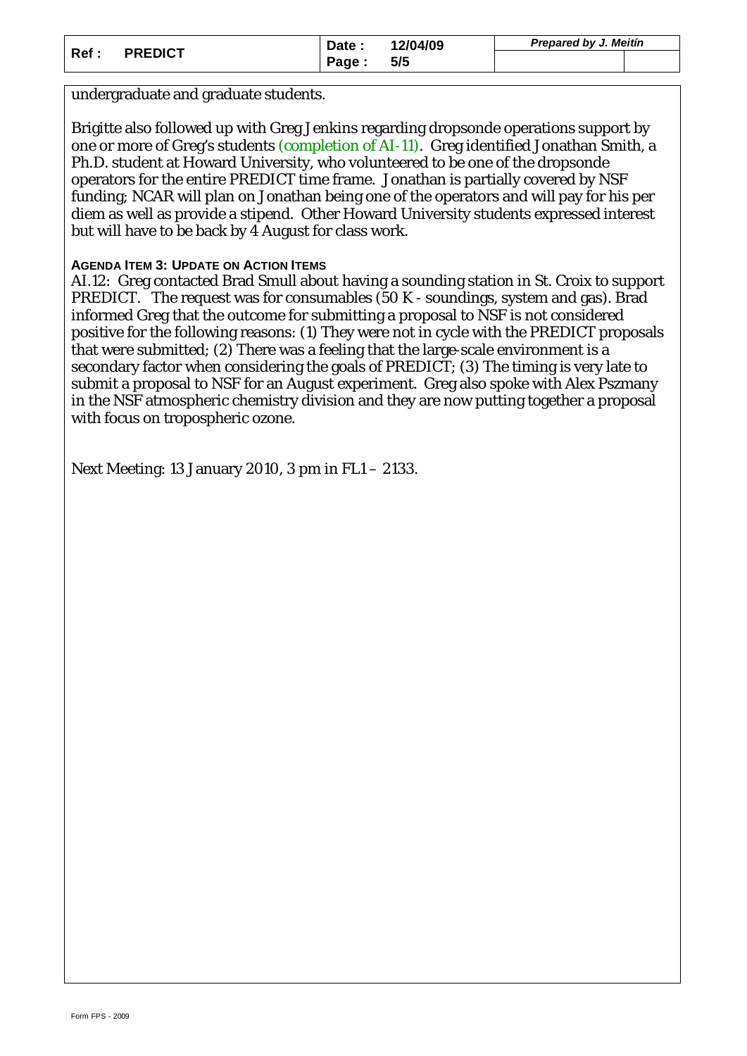undergraduate and graduate students.

Brigitte also followed up with Greg Jenkins regarding dropsonde operations support by one or more of Greg's students (completion of AI-11). Greg identified Jonathan Smith, a Ph.D. student at Howard University, who volunteered to be one of the dropsonde operators for the entire PREDICT time frame. Jonathan is partially covered by NSF funding; NCAR will plan on Jonathan being one of the operators and will pay for his per diem as well as provide a stipend. Other Howard University students expressed interest but will have to be back by 4 August for class work.

**AGENDA ITEM 3: UPDATE ON ACTION ITEMS**

AI.12: Greg contacted Brad Smull about having a sounding station in St. Croix to support PREDICT. The request was for consumables (50 K - soundings, system and gas). Brad informed Greg that the outcome for submitting a proposal to NSF is not considered positive for the following reasons: (1) They were not in cycle with the PREDICT proposals that were submitted; (2) There was a feeling that the large-scale environment is a secondary factor when considering the goals of PREDICT; (3) The timing is very late to submit a proposal to NSF for an August experiment. Greg also spoke with Alex Pszmany in the NSF atmospheric chemistry division and they are now putting together a proposal with focus on tropospheric ozone.

Next Meeting: 13 January 2010, 3 pm in FL1 – 2133.